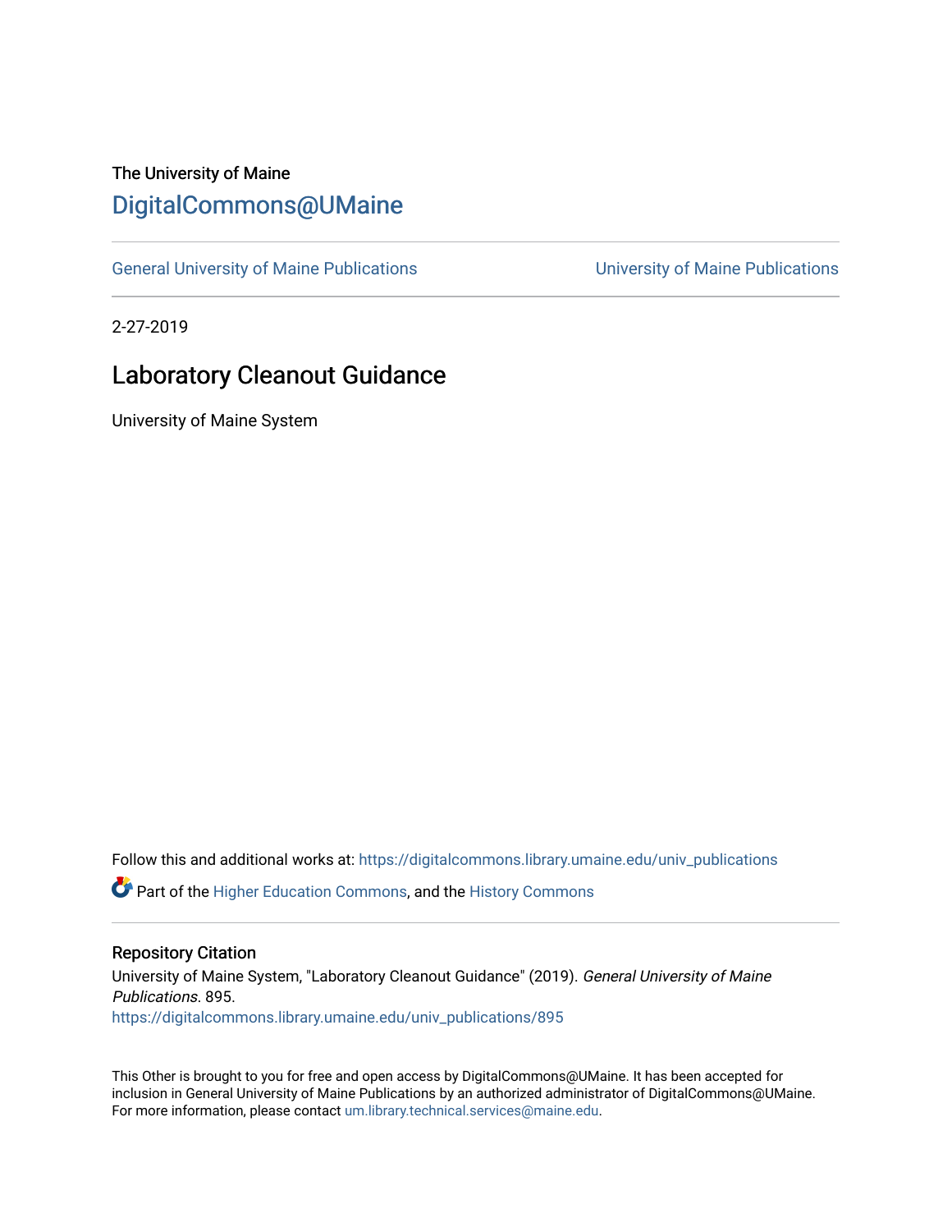The University of Maine

# DigitalCommons@UMaine

General University of Maine Publications | University of Maine Publications

2-27-2019

## Laboratory Cleanout Guidance

University of Maine System

Follow this and additional works at: https://digitalcommons.library.umaine.edu/univ_publications

Part of the Higher Education Commons, and the History Commons

### Repository Citation

University of Maine System, "Laboratory Cleanout Guidance" (2019). *General University of Maine Publications*. 895.
https://digitalcommons.library.umaine.edu/univ_publications/895

This Other is brought to you for free and open access by DigitalCommons@UMaine. It has been accepted for inclusion in General University of Maine Publications by an authorized administrator of DigitalCommons@UMaine. For more information, please contact um.library.technical.services@maine.edu.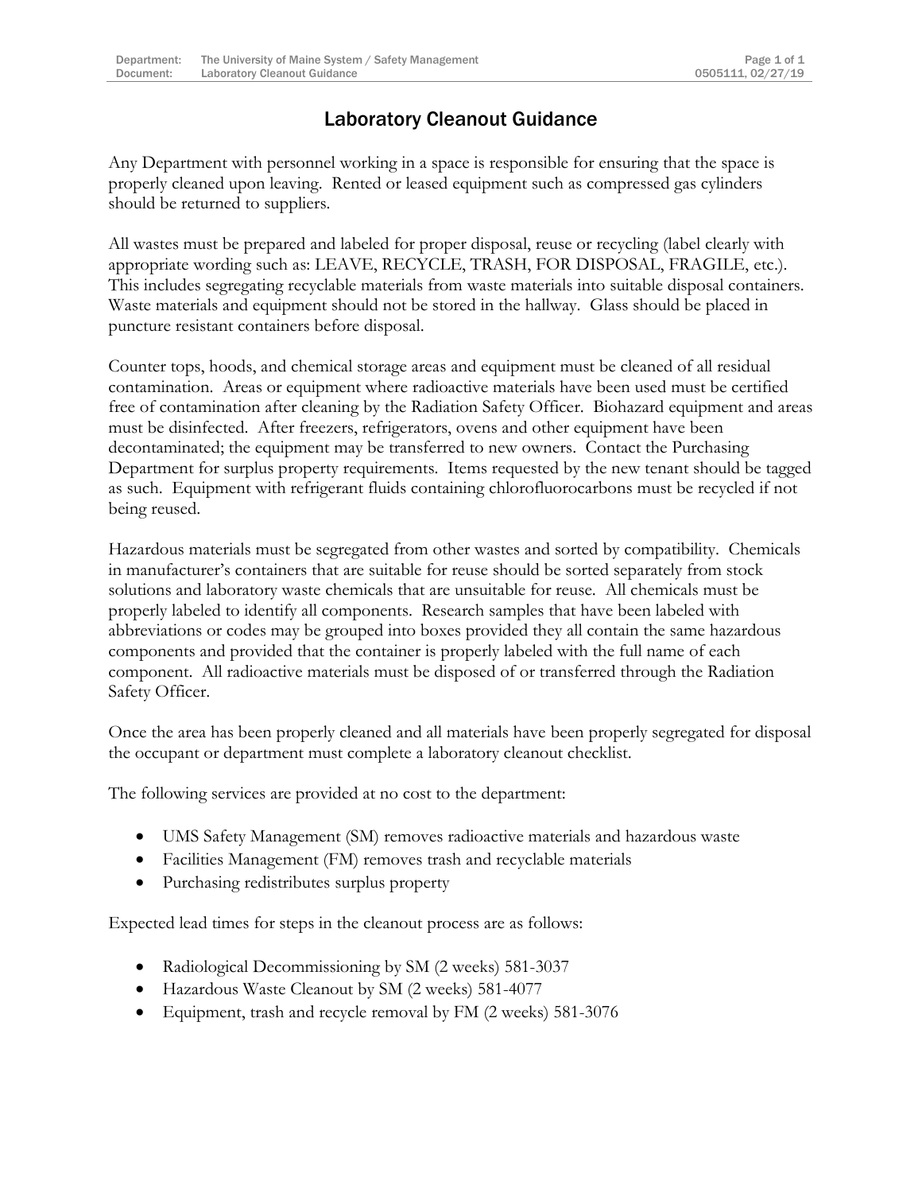# Laboratory Cleanout Guidance

Any Department with personnel working in a space is responsible for ensuring that the space is properly cleaned upon leaving. Rented or leased equipment such as compressed gas cylinders should be returned to suppliers.

All wastes must be prepared and labeled for proper disposal, reuse or recycling (label clearly with appropriate wording such as: LEAVE, RECYCLE, TRASH, FOR DISPOSAL, FRAGILE, etc.). This includes segregating recyclable materials from waste materials into suitable disposal containers. Waste materials and equipment should not be stored in the hallway. Glass should be placed in puncture resistant containers before disposal.

Counter tops, hoods, and chemical storage areas and equipment must be cleaned of all residual contamination. Areas or equipment where radioactive materials have been used must be certified free of contamination after cleaning by the Radiation Safety Officer. Biohazard equipment and areas must be disinfected. After freezers, refrigerators, ovens and other equipment have been decontaminated; the equipment may be transferred to new owners. Contact the Purchasing Department for surplus property requirements. Items requested by the new tenant should be tagged as such. Equipment with refrigerant fluids containing chlorofluorocarbons must be recycled if not being reused.

Hazardous materials must be segregated from other wastes and sorted by compatibility. Chemicals in manufacturer's containers that are suitable for reuse should be sorted separately from stock solutions and laboratory waste chemicals that are unsuitable for reuse. All chemicals must be properly labeled to identify all components. Research samples that have been labeled with abbreviations or codes may be grouped into boxes provided they all contain the same hazardous components and provided that the container is properly labeled with the full name of each component. All radioactive materials must be disposed of or transferred through the Radiation Safety Officer.

Once the area has been properly cleaned and all materials have been properly segregated for disposal the occupant or department must complete a laboratory cleanout checklist.

The following services are provided at no cost to the department:

- UMS Safety Management (SM) removes radioactive materials and hazardous waste
- Facilities Management (FM) removes trash and recyclable materials
- Purchasing redistributes surplus property

Expected lead times for steps in the cleanout process are as follows:

- Radiological Decommissioning by SM (2 weeks) 581-3037
- Hazardous Waste Cleanout by SM (2 weeks) 581-4077
- Equipment, trash and recycle removal by FM (2 weeks) 581-3076